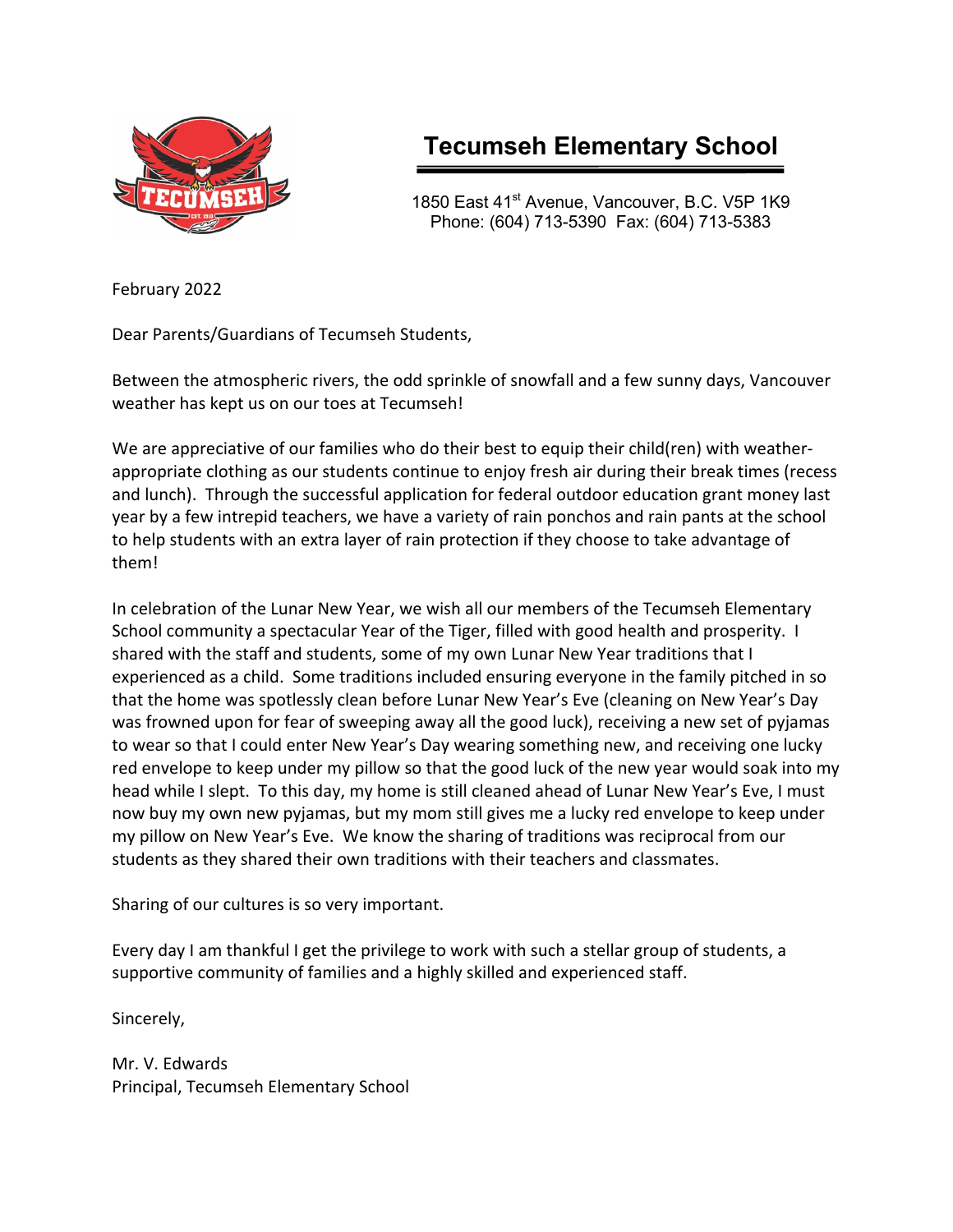# Tecumseh Elementary School

1850 East 41st Avenue, Vancouver, B.C. V5P 1K9
Phone: (604) 713-5390 Fax: (604) 713-5383

February 2022

Dear Parents/Guardians of Tecumseh Students,

Between the atmospheric rivers, the odd sprinkle of snowfall and a few sunny days, Vancouver weather has kept us on our toes at Tecumseh!

We are appreciative of our families who do their best to equip their child(ren) with weather-appropriate clothing as our students continue to enjoy fresh air during their break times (recess and lunch). Through the successful application for federal outdoor education grant money last year by a few intrepid teachers, we have a variety of rain ponchos and rain pants at the school to help students with an extra layer of rain protection if they choose to take advantage of them!

In celebration of the Lunar New Year, we wish all our members of the Tecumseh Elementary School community a spectacular Year of the Tiger, filled with good health and prosperity. I shared with the staff and students, some of my own Lunar New Year traditions that I experienced as a child. Some traditions included ensuring everyone in the family pitched in so that the home was spotlessly clean before Lunar New Year's Eve (cleaning on New Year's Day was frowned upon for fear of sweeping away all the good luck), receiving a new set of pyjamas to wear so that I could enter New Year's Day wearing something new, and receiving one lucky red envelope to keep under my pillow so that the good luck of the new year would soak into my head while I slept. To this day, my home is still cleaned ahead of Lunar New Year's Eve, I must now buy my own new pyjamas, but my mom still gives me a lucky red envelope to keep under my pillow on New Year's Eve. We know the sharing of traditions was reciprocal from our students as they shared their own traditions with their teachers and classmates.

Sharing of our cultures is so very important.

Every day I am thankful I get the privilege to work with such a stellar group of students, a supportive community of families and a highly skilled and experienced staff.

Sincerely,

Mr. V. Edwards
Principal, Tecumseh Elementary School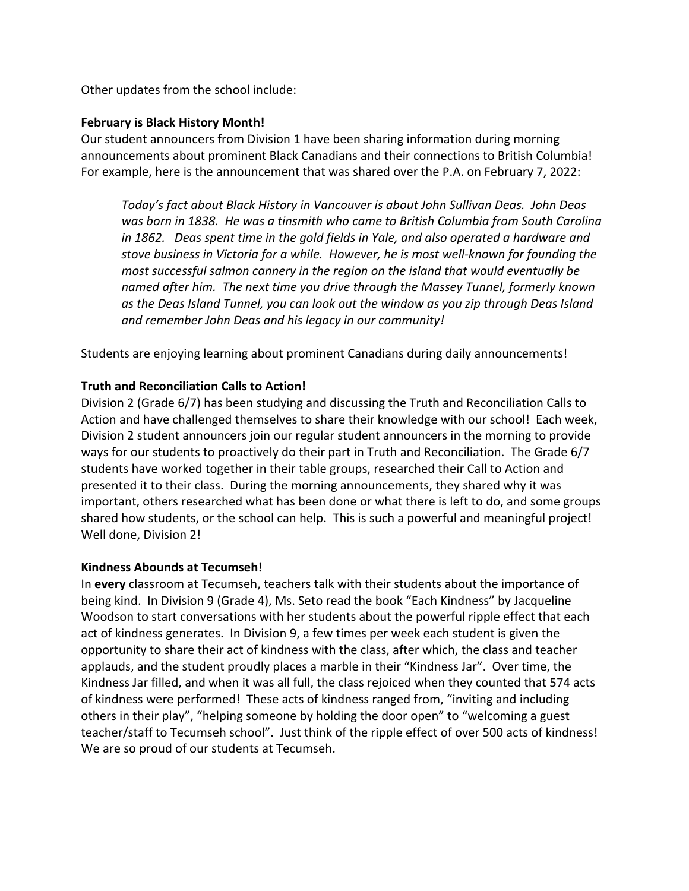Other updates from the school include:

**February is Black History Month!**

Our student announcers from Division 1 have been sharing information during morning announcements about prominent Black Canadians and their connections to British Columbia! For example, here is the announcement that was shared over the P.A. on February 7, 2022:

> *Today's fact about Black History in Vancouver is about John Sullivan Deas. John Deas was born in 1838. He was a tinsmith who came to British Columbia from South Carolina in 1862. Deas spent time in the gold fields in Yale, and also operated a hardware and stove business in Victoria for a while. However, he is most well-known for founding the most successful salmon cannery in the region on the island that would eventually be named after him. The next time you drive through the Massey Tunnel, formerly known as the Deas Island Tunnel, you can look out the window as you zip through Deas Island and remember John Deas and his legacy in our community!*

Students are enjoying learning about prominent Canadians during daily announcements!

**Truth and Reconciliation Calls to Action!**

Division 2 (Grade 6/7) has been studying and discussing the Truth and Reconciliation Calls to Action and have challenged themselves to share their knowledge with our school! Each week, Division 2 student announcers join our regular student announcers in the morning to provide ways for our students to proactively do their part in Truth and Reconciliation. The Grade 6/7 students have worked together in their table groups, researched their Call to Action and presented it to their class. During the morning announcements, they shared why it was important, others researched what has been done or what there is left to do, and some groups shared how students, or the school can help. This is such a powerful and meaningful project! Well done, Division 2!

**Kindness Abounds at Tecumseh!**

In **every** classroom at Tecumseh, teachers talk with their students about the importance of being kind. In Division 9 (Grade 4), Ms. Seto read the book "Each Kindness" by Jacqueline Woodson to start conversations with her students about the powerful ripple effect that each act of kindness generates. In Division 9, a few times per week each student is given the opportunity to share their act of kindness with the class, after which, the class and teacher applauds, and the student proudly places a marble in their "Kindness Jar". Over time, the Kindness Jar filled, and when it was all full, the class rejoiced when they counted that 574 acts of kindness were performed! These acts of kindness ranged from, "inviting and including others in their play", "helping someone by holding the door open" to "welcoming a guest teacher/staff to Tecumseh school". Just think of the ripple effect of over 500 acts of kindness! We are so proud of our students at Tecumseh.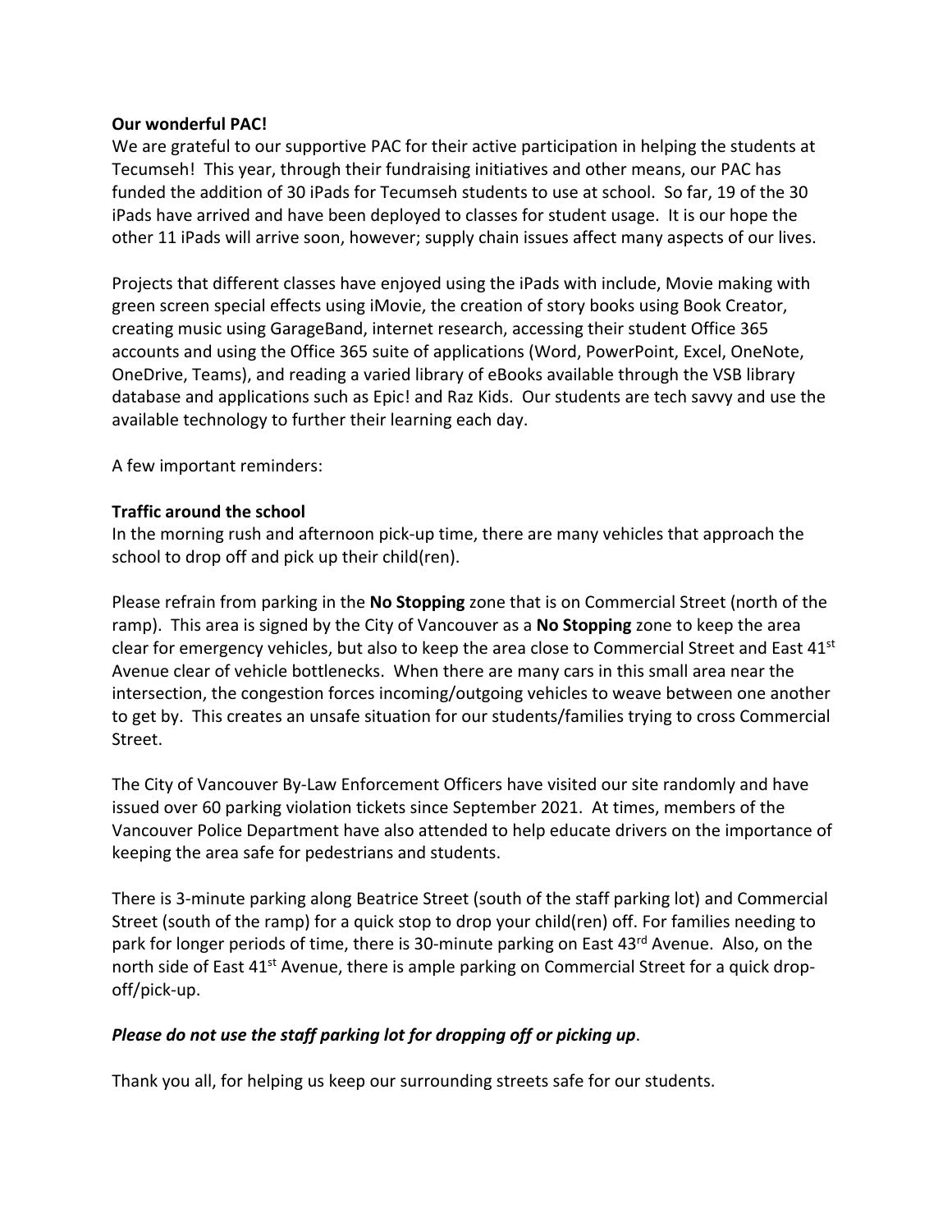**Our wonderful PAC!**

We are grateful to our supportive PAC for their active participation in helping the students at Tecumseh! This year, through their fundraising initiatives and other means, our PAC has funded the addition of 30 iPads for Tecumseh students to use at school. So far, 19 of the 30 iPads have arrived and have been deployed to classes for student usage. It is our hope the other 11 iPads will arrive soon, however; supply chain issues affect many aspects of our lives.

Projects that different classes have enjoyed using the iPads with include, Movie making with green screen special effects using iMovie, the creation of story books using Book Creator, creating music using GarageBand, internet research, accessing their student Office 365 accounts and using the Office 365 suite of applications (Word, PowerPoint, Excel, OneNote, OneDrive, Teams), and reading a varied library of eBooks available through the VSB library database and applications such as Epic! and Raz Kids. Our students are tech savvy and use the available technology to further their learning each day.

A few important reminders:

**Traffic around the school**

In the morning rush and afternoon pick-up time, there are many vehicles that approach the school to drop off and pick up their child(ren).

Please refrain from parking in the **No Stopping** zone that is on Commercial Street (north of the ramp). This area is signed by the City of Vancouver as a **No Stopping** zone to keep the area clear for emergency vehicles, but also to keep the area close to Commercial Street and East 41st Avenue clear of vehicle bottlenecks. When there are many cars in this small area near the intersection, the congestion forces incoming/outgoing vehicles to weave between one another to get by. This creates an unsafe situation for our students/families trying to cross Commercial Street.

The City of Vancouver By-Law Enforcement Officers have visited our site randomly and have issued over 60 parking violation tickets since September 2021. At times, members of the Vancouver Police Department have also attended to help educate drivers on the importance of keeping the area safe for pedestrians and students.

There is 3-minute parking along Beatrice Street (south of the staff parking lot) and Commercial Street (south of the ramp) for a quick stop to drop your child(ren) off. For families needing to park for longer periods of time, there is 30-minute parking on East 43rd Avenue. Also, on the north side of East 41st Avenue, there is ample parking on Commercial Street for a quick drop-off/pick-up.

***Please do not use the staff parking lot for dropping off or picking up***.

Thank you all, for helping us keep our surrounding streets safe for our students.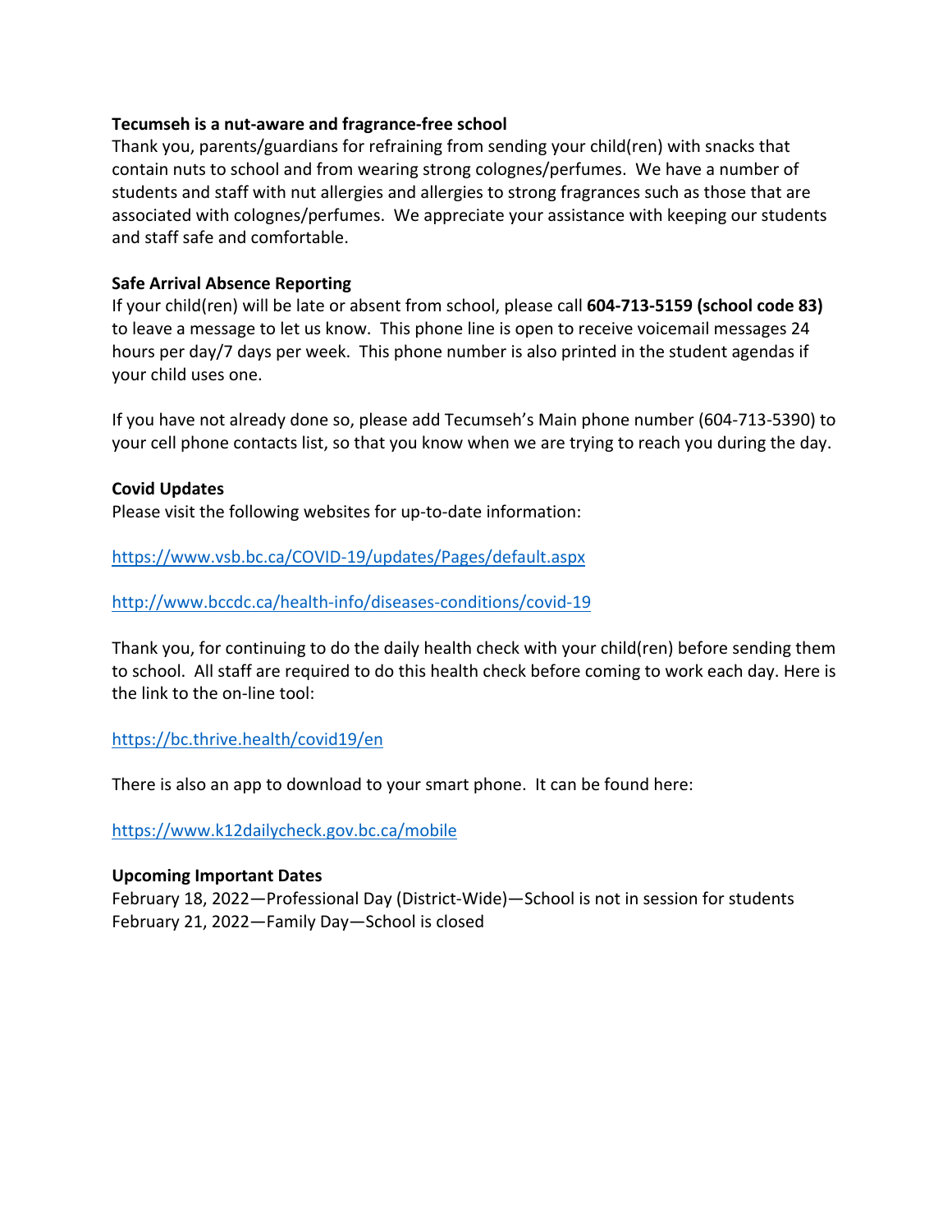**Tecumseh is a nut-aware and fragrance-free school**

Thank you, parents/guardians for refraining from sending your child(ren) with snacks that contain nuts to school and from wearing strong colognes/perfumes. We have a number of students and staff with nut allergies and allergies to strong fragrances such as those that are associated with colognes/perfumes. We appreciate your assistance with keeping our students and staff safe and comfortable.

**Safe Arrival Absence Reporting**

If your child(ren) will be late or absent from school, please call **604-713-5159 (school code 83)** to leave a message to let us know. This phone line is open to receive voicemail messages 24 hours per day/7 days per week. This phone number is also printed in the student agendas if your child uses one.

If you have not already done so, please add Tecumseh's Main phone number (604-713-5390) to your cell phone contacts list, so that you know when we are trying to reach you during the day.

**Covid Updates**

Please visit the following websites for up-to-date information:

https://www.vsb.bc.ca/COVID-19/updates/Pages/default.aspx

http://www.bccdc.ca/health-info/diseases-conditions/covid-19

Thank you, for continuing to do the daily health check with your child(ren) before sending them to school. All staff are required to do this health check before coming to work each day. Here is the link to the on-line tool:

https://bc.thrive.health/covid19/en

There is also an app to download to your smart phone. It can be found here:

https://www.k12dailycheck.gov.bc.ca/mobile

**Upcoming Important Dates**

February 18, 2022—Professional Day (District-Wide)—School is not in session for students
February 21, 2022—Family Day—School is closed